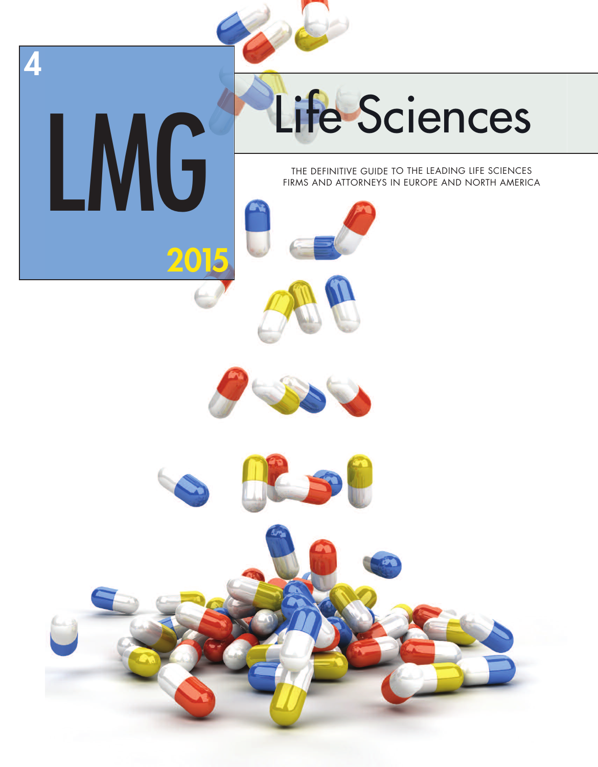4

# LMG

2015

# Life Sciences

THE DEFINITIVE GUIDE TO THE LEADING LIFE SCIENCES FIRMS AND ATTORNEYS IN EUROPE AND NORTH AMERICA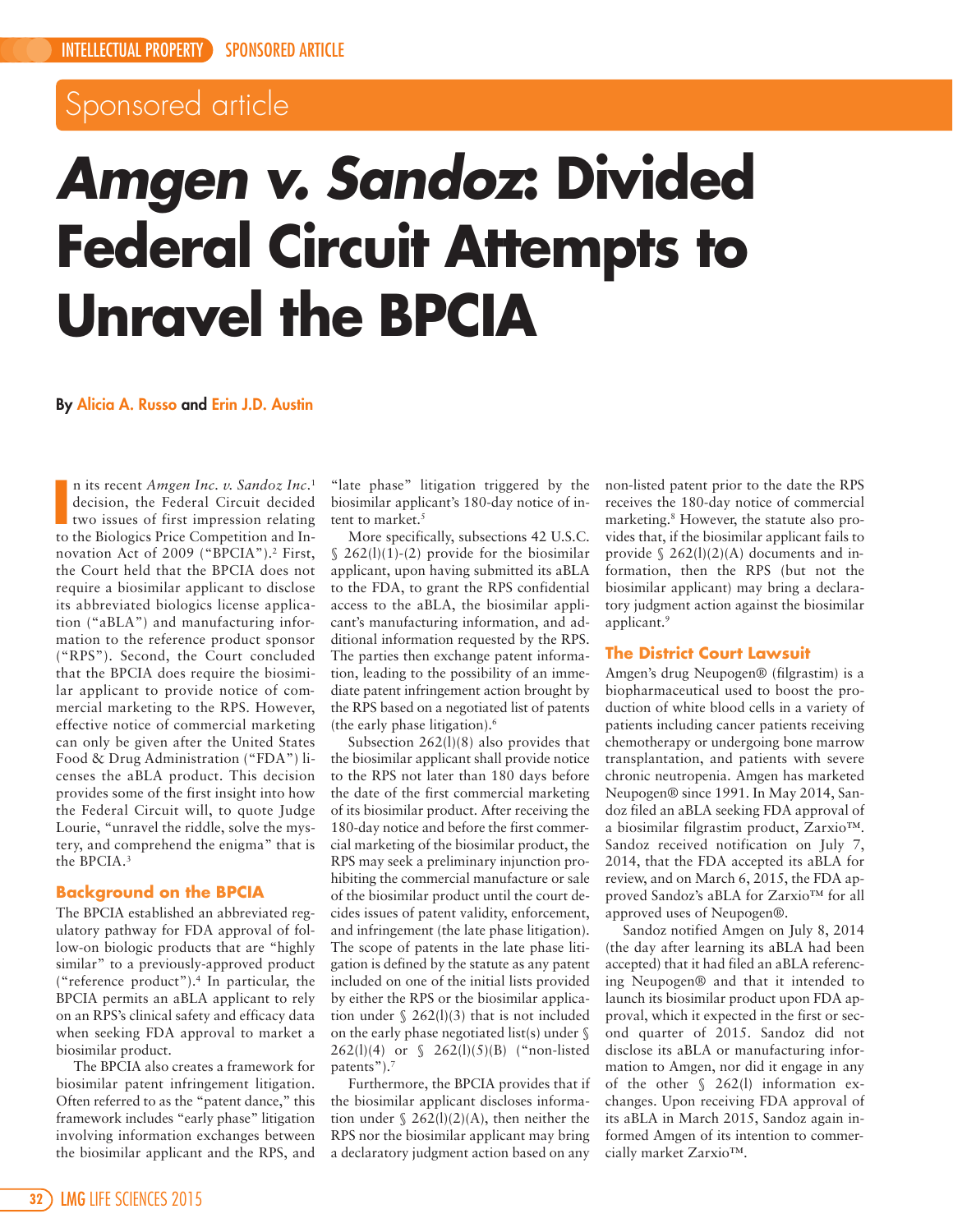# Sponsored article

# *Amgen v. Sandoz*: Divided Federal Circuit Attempts to Unravel the BPCIA

**By Alicia A. Russo and Erin J.D. Austin**

In its recent *Amgen Inc. v. Sandoz Inc.*[1] decision, the Federal Circuit decided two issues of first impression relating to the Biologics Price Competition and Innovation Act of 2009 ("BPCIA").[2] First, the Court held that the BPCIA does not require a biosimilar applicant to disclose its abbreviated biologics license application ("aBLA") and manufacturing information to the reference product sponsor ("RPS"). Second, the Court concluded that the BPCIA does require the biosimilar applicant to provide notice of commercial marketing to the RPS. However, effective notice of commercial marketing can only be given after the United States Food & Drug Administration ("FDA") licenses the aBLA product. This decision provides some of the first insight into how the Federal Circuit will, to quote Judge Lourie, "unravel the riddle, solve the mystery, and comprehend the enigma" that is the BPCIA.[3]

## Background on the BPCIA

The BPCIA established an abbreviated regulatory pathway for FDA approval of follow-on biologic products that are "highly similar" to a previously-approved product ("reference product").[4] In particular, the BPCIA permits an aBLA applicant to rely on an RPS's clinical safety and efficacy data when seeking FDA approval to market a biosimilar product.

The BPCIA also creates a framework for biosimilar patent infringement litigation. Often referred to as the "patent dance," this framework includes "early phase" litigation involving information exchanges between the biosimilar applicant and the RPS, and "late phase" litigation triggered by the biosimilar applicant's 180-day notice of intent to market.[5]

More specifically, subsections 42 U.S.C. § 262(l)(1)-(2) provide for the biosimilar applicant, upon having submitted its aBLA to the FDA, to grant the RPS confidential access to the aBLA, the biosimilar applicant's manufacturing information, and additional information requested by the RPS. The parties then exchange patent information, leading to the possibility of an immediate patent infringement action brought by the RPS based on a negotiated list of patents (the early phase litigation).[6]

Subsection 262(l)(8) also provides that the biosimilar applicant shall provide notice to the RPS not later than 180 days before the date of the first commercial marketing of its biosimilar product. After receiving the 180-day notice and before the first commercial marketing of the biosimilar product, the RPS may seek a preliminary injunction prohibiting the commercial manufacture or sale of the biosimilar product until the court decides issues of patent validity, enforcement, and infringement (the late phase litigation). The scope of patents in the late phase litigation is defined by the statute as any patent included on one of the initial lists provided by either the RPS or the biosimilar application under § 262(l)(3) that is not included on the early phase negotiated list(s) under § 262(l)(4) or § 262(l)(5)(B) ("non-listed patents").[7]

Furthermore, the BPCIA provides that if the biosimilar applicant discloses information under § 262(l)(2)(A), then neither the RPS nor the biosimilar applicant may bring a declaratory judgment action based on any non-listed patent prior to the date the RPS receives the 180-day notice of commercial marketing.[8] However, the statute also provides that, if the biosimilar applicant fails to provide § 262(l)(2)(A) documents and information, then the RPS (but not the biosimilar applicant) may bring a declaratory judgment action against the biosimilar applicant.[9]

## The District Court Lawsuit

Amgen's drug Neupogen® (filgrastim) is a biopharmaceutical used to boost the production of white blood cells in a variety of patients including cancer patients receiving chemotherapy or undergoing bone marrow transplantation, and patients with severe chronic neutropenia. Amgen has marketed Neupogen® since 1991. In May 2014, Sandoz filed an aBLA seeking FDA approval of a biosimilar filgrastim product, Zarxio™. Sandoz received notification on July 7, 2014, that the FDA accepted its aBLA for review, and on March 6, 2015, the FDA approved Sandoz's aBLA for Zarxio™ for all approved uses of Neupogen®.

Sandoz notified Amgen on July 8, 2014 (the day after learning its aBLA had been accepted) that it had filed an aBLA referencing Neupogen® and that it intended to launch its biosimilar product upon FDA approval, which it expected in the first or second quarter of 2015. Sandoz did not disclose its aBLA or manufacturing information to Amgen, nor did it engage in any of the other § 262(l) information exchanges. Upon receiving FDA approval of its aBLA in March 2015, Sandoz again informed Amgen of its intention to commercially market Zarxio™.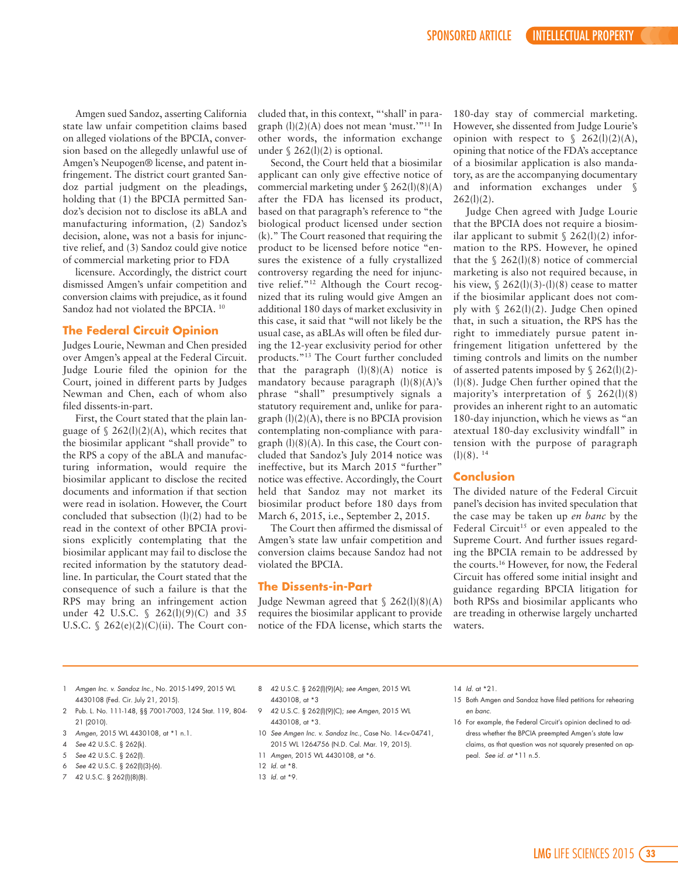Amgen sued Sandoz, asserting California state law unfair competition claims based on alleged violations of the BPCIA, conversion based on the allegedly unlawful use of Amgen's Neupogen® license, and patent infringement. The district court granted Sandoz partial judgment on the pleadings, holding that (1) the BPCIA permitted Sandoz's decision not to disclose its aBLA and manufacturing information, (2) Sandoz's decision, alone, was not a basis for injunctive relief, and (3) Sandoz could give notice of commercial marketing prior to FDA licensure. Accordingly, the district court dismissed Amgen's unfair competition and conversion claims with prejudice, as it found Sandoz had not violated the BPCIA. [10]

## The Federal Circuit Opinion

Judges Lourie, Newman and Chen presided over Amgen's appeal at the Federal Circuit. Judge Lourie filed the opinion for the Court, joined in different parts by Judges Newman and Chen, each of whom also filed dissents-in-part.

First, the Court stated that the plain language of § 262(l)(2)(A), which recites that the biosimilar applicant "shall provide" to the RPS a copy of the aBLA and manufacturing information, would require the biosimilar applicant to disclose the recited documents and information if that section were read in isolation. However, the Court concluded that subsection (l)(2) had to be read in the context of other BPCIA provisions explicitly contemplating that the biosimilar applicant may fail to disclose the recited information by the statutory deadline. In particular, the Court stated that the consequence of such a failure is that the RPS may bring an infringement action under 42 U.S.C. § 262(l)(9)(C) and 35 U.S.C. § 262(e)(2)(C)(ii). The Court concluded that, in this context, "'shall' in paragraph (l)(2)(A) does not mean 'must.'"[11] In other words, the information exchange under § 262(l)(2) is optional.

Second, the Court held that a biosimilar applicant can only give effective notice of commercial marketing under § 262(l)(8)(A) after the FDA has licensed its product, based on that paragraph's reference to "the biological product licensed under section (k)." The Court reasoned that requiring the product to be licensed before notice "ensures the existence of a fully crystallized controversy regarding the need for injunctive relief."[12] Although the Court recognized that its ruling would give Amgen an additional 180 days of market exclusivity in this case, it said that "will not likely be the usual case, as aBLAs will often be filed during the 12-year exclusivity period for other products."[13] The Court further concluded that the paragraph (l)(8)(A) notice is mandatory because paragraph (l)(8)(A)'s phrase "shall" presumptively signals a statutory requirement and, unlike for paragraph (l)(2)(A), there is no BPCIA provision contemplating non-compliance with paragraph (l)(8)(A). In this case, the Court concluded that Sandoz's July 2014 notice was ineffective, but its March 2015 "further" notice was effective. Accordingly, the Court held that Sandoz may not market its biosimilar product before 180 days from March 6, 2015, i.e., September 2, 2015.

The Court then affirmed the dismissal of Amgen's state law unfair competition and conversion claims because Sandoz had not violated the BPCIA.

## The Dissents-in-Part

Judge Newman agreed that § 262(l)(8)(A) requires the biosimilar applicant to provide notice of the FDA license, which starts the 180-day stay of commercial marketing. However, she dissented from Judge Lourie's opinion with respect to § 262(l)(2)(A), opining that notice of the FDA's acceptance of a biosimilar application is also mandatory, as are the accompanying documentary and information exchanges under § 262(l)(2).

Judge Chen agreed with Judge Lourie that the BPCIA does not require a biosimilar applicant to submit § 262(l)(2) information to the RPS. However, he opined that the § 262(l)(8) notice of commercial marketing is also not required because, in his view, § 262(l)(3)-(l)(8) cease to matter if the biosimilar applicant does not comply with § 262(l)(2). Judge Chen opined that, in such a situation, the RPS has the right to immediately pursue patent infringement litigation unfettered by the timing controls and limits on the number of asserted patents imposed by § 262(l)(2)-(l)(8). Judge Chen further opined that the majority's interpretation of § 262(l)(8) provides an inherent right to an automatic 180-day injunction, which he views as "an atextual 180-day exclusivity windfall" in tension with the purpose of paragraph (l)(8). [14]

## Conclusion

The divided nature of the Federal Circuit panel's decision has invited speculation that the case may be taken up *en banc* by the Federal Circuit[15] or even appealed to the Supreme Court. And further issues regarding the BPCIA remain to be addressed by the courts.[16] However, for now, the Federal Circuit has offered some initial insight and guidance regarding BPCIA litigation for both RPSs and biosimilar applicants who are treading in otherwise largely uncharted waters.

---

1 *Amgen Inc. v. Sandoz Inc.*, No. 2015-1499, 2015 WL 4430108 (Fed. Cir. July 21, 2015).

2 Pub. L. No. 111-148, §§ 7001-7003, 124 Stat. 119, 804-21 (2010).

3 *Amgen*, 2015 WL 4430108, at *1 n.1.

4 *See* 42 U.S.C. § 262(k).

5 *See* 42 U.S.C. § 262(l).

6 *See* 42 U.S.C. § 262(l)(3)-(6).

7 42 U.S.C. § 262(l)(8)(B).

8 42 U.S.C. § 262(l)(9)(A); *see Amgen*, 2015 WL 4430108, at *3

9 42 U.S.C. § 262(l)(9)(C); *see Amgen*, 2015 WL 4430108, at *3.

10 *See Amgen Inc. v. Sandoz Inc.*, Case No. 14-cv-04741, 2015 WL 1264756 (N.D. Cal. Mar. 19, 2015).

11 *Amgen*, 2015 WL 4430108, at *6.

12 *Id.* at *8.

13 *Id.* at *9.

14 *Id.* at *21.

15 Both Amgen and Sandoz have filed petitions for rehearing *en banc*.

16 For example, the Federal Circuit's opinion declined to address whether the BPCIA preempted Amgen's state law claims, as that question was not squarely presented on appeal. *See id. at* *11 n.5.